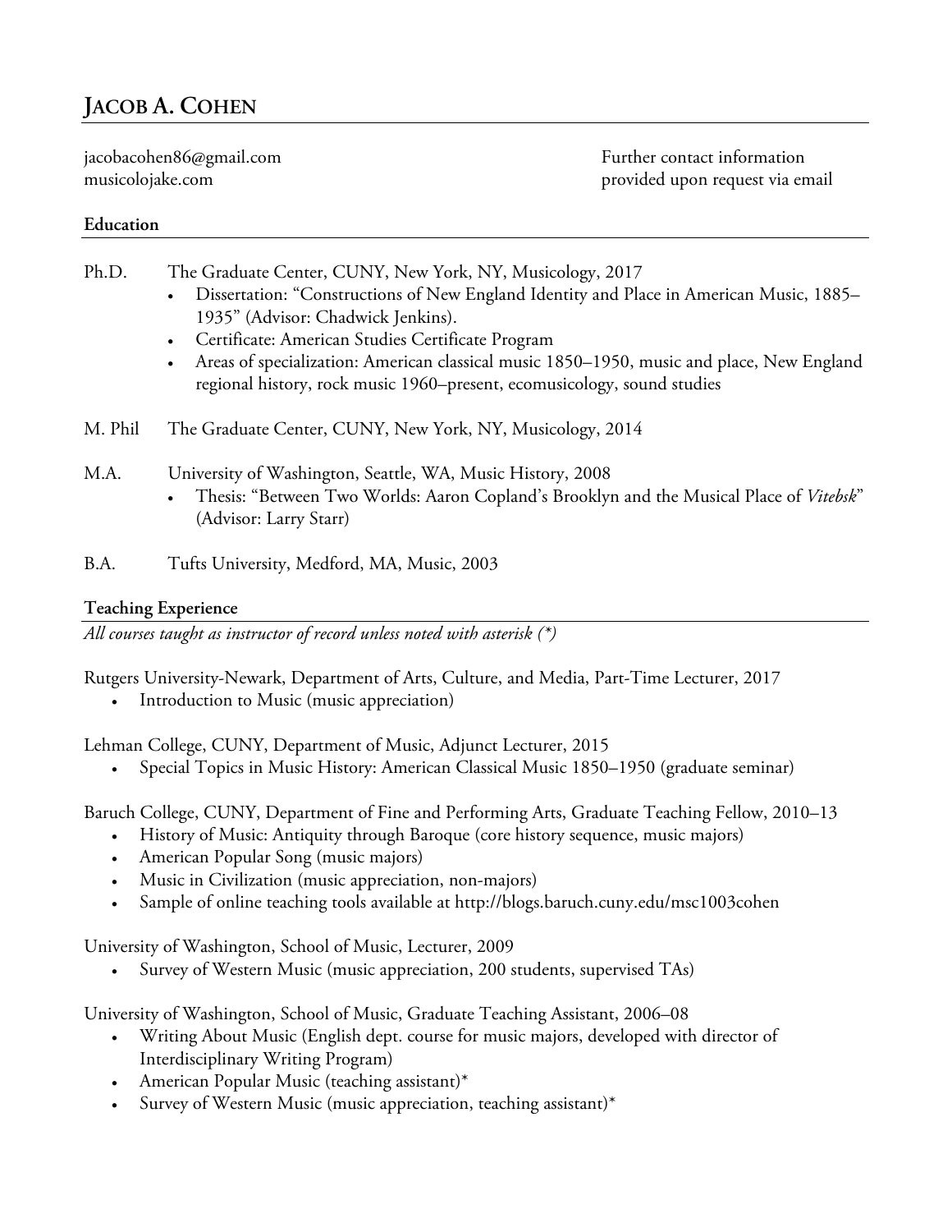# JACOB A. COHEN

jacobacohen86@gmail.com
musicolojake.com

Further contact information provided upon request via email

## Education

Ph.D. The Graduate Center, CUNY, New York, NY, Musicology, 2017

- Dissertation: "Constructions of New England Identity and Place in American Music, 1885–1935" (Advisor: Chadwick Jenkins).
- Certificate: American Studies Certificate Program
- Areas of specialization: American classical music 1850–1950, music and place, New England regional history, rock music 1960–present, ecomusicology, sound studies

M. Phil The Graduate Center, CUNY, New York, NY, Musicology, 2014

M.A. University of Washington, Seattle, WA, Music History, 2008

- Thesis: "Between Two Worlds: Aaron Copland's Brooklyn and the Musical Place of *Vitebsk*" (Advisor: Larry Starr)

B.A. Tufts University, Medford, MA, Music, 2003

## Teaching Experience

*All courses taught as instructor of record unless noted with asterisk (*)*

Rutgers University-Newark, Department of Arts, Culture, and Media, Part-Time Lecturer, 2017

- Introduction to Music (music appreciation)

Lehman College, CUNY, Department of Music, Adjunct Lecturer, 2015

- Special Topics in Music History: American Classical Music 1850–1950 (graduate seminar)

Baruch College, CUNY, Department of Fine and Performing Arts, Graduate Teaching Fellow, 2010–13

- History of Music: Antiquity through Baroque (core history sequence, music majors)
- American Popular Song (music majors)
- Music in Civilization (music appreciation, non-majors)
- Sample of online teaching tools available at http://blogs.baruch.cuny.edu/msc1003cohen

University of Washington, School of Music, Lecturer, 2009

- Survey of Western Music (music appreciation, 200 students, supervised TAs)

University of Washington, School of Music, Graduate Teaching Assistant, 2006–08

- Writing About Music (English dept. course for music majors, developed with director of Interdisciplinary Writing Program)
- American Popular Music (teaching assistant)*
- Survey of Western Music (music appreciation, teaching assistant)*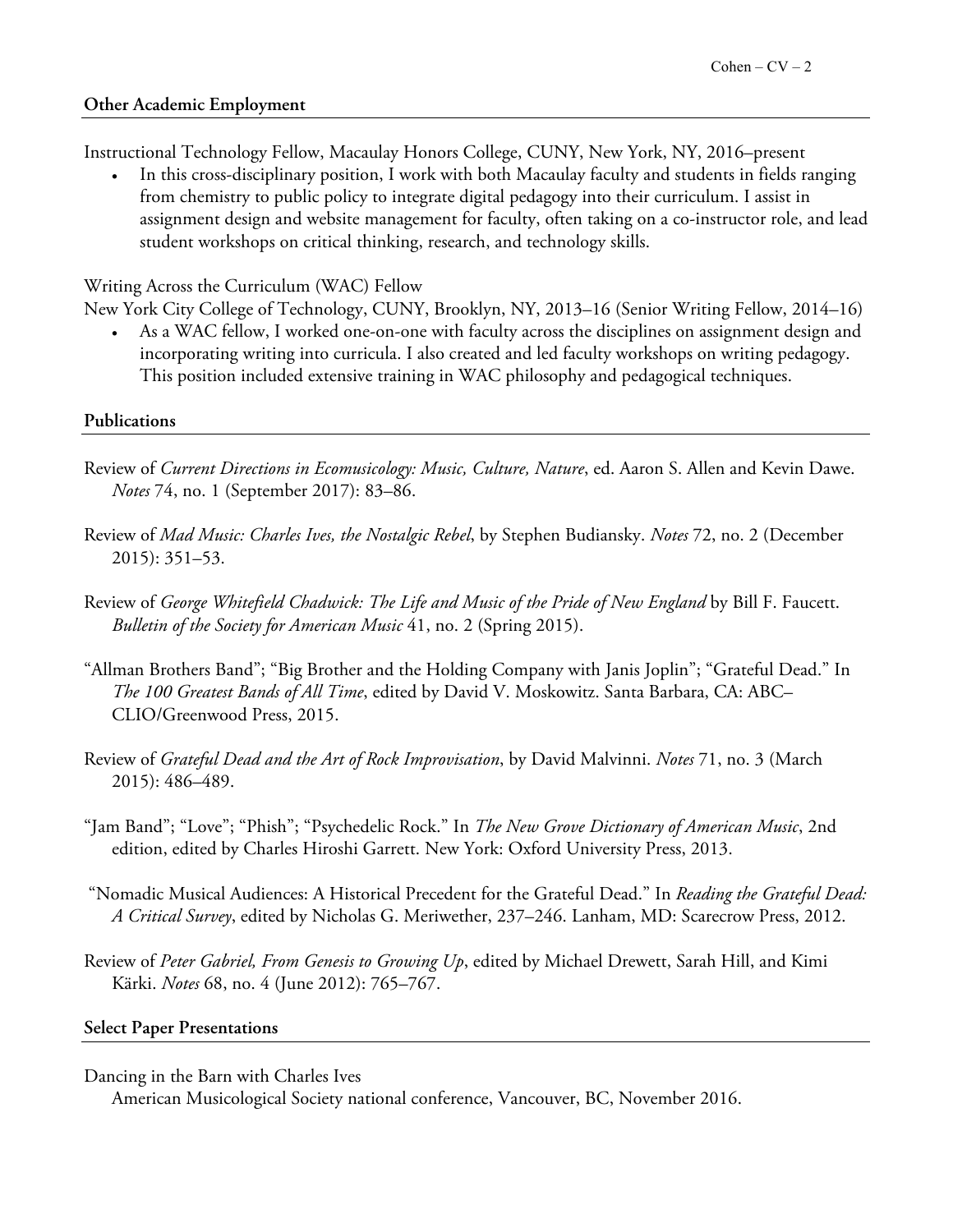## Other Academic Employment

Instructional Technology Fellow, Macaulay Honors College, CUNY, New York, NY, 2016–present

- In this cross-disciplinary position, I work with both Macaulay faculty and students in fields ranging from chemistry to public policy to integrate digital pedagogy into their curriculum. I assist in assignment design and website management for faculty, often taking on a co-instructor role, and lead student workshops on critical thinking, research, and technology skills.

Writing Across the Curriculum (WAC) Fellow
New York City College of Technology, CUNY, Brooklyn, NY, 2013–16 (Senior Writing Fellow, 2014–16)

- As a WAC fellow, I worked one-on-one with faculty across the disciplines on assignment design and incorporating writing into curricula. I also created and led faculty workshops on writing pedagogy. This position included extensive training in WAC philosophy and pedagogical techniques.

## Publications

Review of *Current Directions in Ecomusicology: Music, Culture, Nature*, ed. Aaron S. Allen and Kevin Dawe. *Notes* 74, no. 1 (September 2017): 83–86.

Review of *Mad Music: Charles Ives, the Nostalgic Rebel*, by Stephen Budiansky. *Notes* 72, no. 2 (December 2015): 351–53.

Review of *George Whitefield Chadwick: The Life and Music of the Pride of New England* by Bill F. Faucett. *Bulletin of the Society for American Music* 41, no. 2 (Spring 2015).

"Allman Brothers Band"; "Big Brother and the Holding Company with Janis Joplin"; "Grateful Dead." In *The 100 Greatest Bands of All Time*, edited by David V. Moskowitz. Santa Barbara, CA: ABC–CLIO/Greenwood Press, 2015.

Review of *Grateful Dead and the Art of Rock Improvisation*, by David Malvinni. *Notes* 71, no. 3 (March 2015): 486–489.

"Jam Band"; "Love"; "Phish"; "Psychedelic Rock." In *The New Grove Dictionary of American Music*, 2nd edition, edited by Charles Hiroshi Garrett. New York: Oxford University Press, 2013.

"Nomadic Musical Audiences: A Historical Precedent for the Grateful Dead." In *Reading the Grateful Dead: A Critical Survey*, edited by Nicholas G. Meriwether, 237–246. Lanham, MD: Scarecrow Press, 2012.

Review of *Peter Gabriel, From Genesis to Growing Up*, edited by Michael Drewett, Sarah Hill, and Kimi Kärki. *Notes* 68, no. 4 (June 2012): 765–767.

## Select Paper Presentations

Dancing in the Barn with Charles Ives
American Musicological Society national conference, Vancouver, BC, November 2016.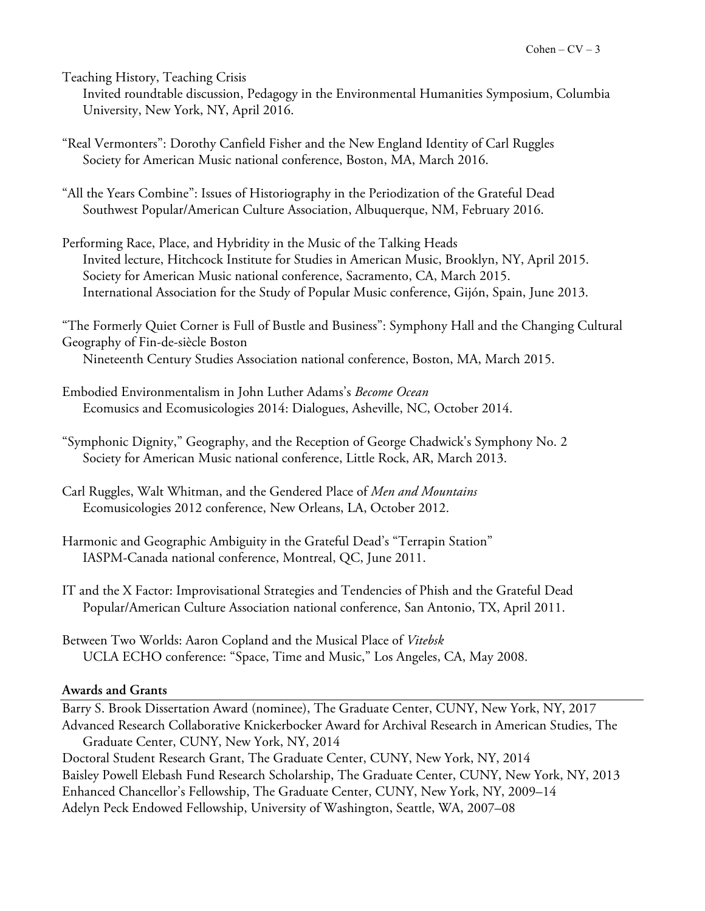Teaching History, Teaching Crisis
Invited roundtable discussion, Pedagogy in the Environmental Humanities Symposium, Columbia University, New York, NY, April 2016.

"Real Vermonters": Dorothy Canfield Fisher and the New England Identity of Carl Ruggles
Society for American Music national conference, Boston, MA, March 2016.

"All the Years Combine": Issues of Historiography in the Periodization of the Grateful Dead
Southwest Popular/American Culture Association, Albuquerque, NM, February 2016.

Performing Race, Place, and Hybridity in the Music of the Talking Heads
Invited lecture, Hitchcock Institute for Studies in American Music, Brooklyn, NY, April 2015.
Society for American Music national conference, Sacramento, CA, March 2015.
International Association for the Study of Popular Music conference, Gijón, Spain, June 2013.

"The Formerly Quiet Corner is Full of Bustle and Business": Symphony Hall and the Changing Cultural Geography of Fin-de-siècle Boston
Nineteenth Century Studies Association national conference, Boston, MA, March 2015.

Embodied Environmentalism in John Luther Adams's *Become Ocean*
Ecomusics and Ecomusicologies 2014: Dialogues, Asheville, NC, October 2014.

"Symphonic Dignity," Geography, and the Reception of George Chadwick's Symphony No. 2
Society for American Music national conference, Little Rock, AR, March 2013.

Carl Ruggles, Walt Whitman, and the Gendered Place of *Men and Mountains*
Ecomusicologies 2012 conference, New Orleans, LA, October 2012.

Harmonic and Geographic Ambiguity in the Grateful Dead's "Terrapin Station"
IASPM-Canada national conference, Montreal, QC, June 2011.

IT and the X Factor: Improvisational Strategies and Tendencies of Phish and the Grateful Dead
Popular/American Culture Association national conference, San Antonio, TX, April 2011.

Between Two Worlds: Aaron Copland and the Musical Place of *Vitebsk*
UCLA ECHO conference: "Space, Time and Music," Los Angeles, CA, May 2008.

## Awards and Grants

Barry S. Brook Dissertation Award (nominee), The Graduate Center, CUNY, New York, NY, 2017
Advanced Research Collaborative Knickerbocker Award for Archival Research in American Studies, The Graduate Center, CUNY, New York, NY, 2014
Doctoral Student Research Grant, The Graduate Center, CUNY, New York, NY, 2014
Baisley Powell Elebash Fund Research Scholarship, The Graduate Center, CUNY, New York, NY, 2013
Enhanced Chancellor's Fellowship, The Graduate Center, CUNY, New York, NY, 2009–14
Adelyn Peck Endowed Fellowship, University of Washington, Seattle, WA, 2007–08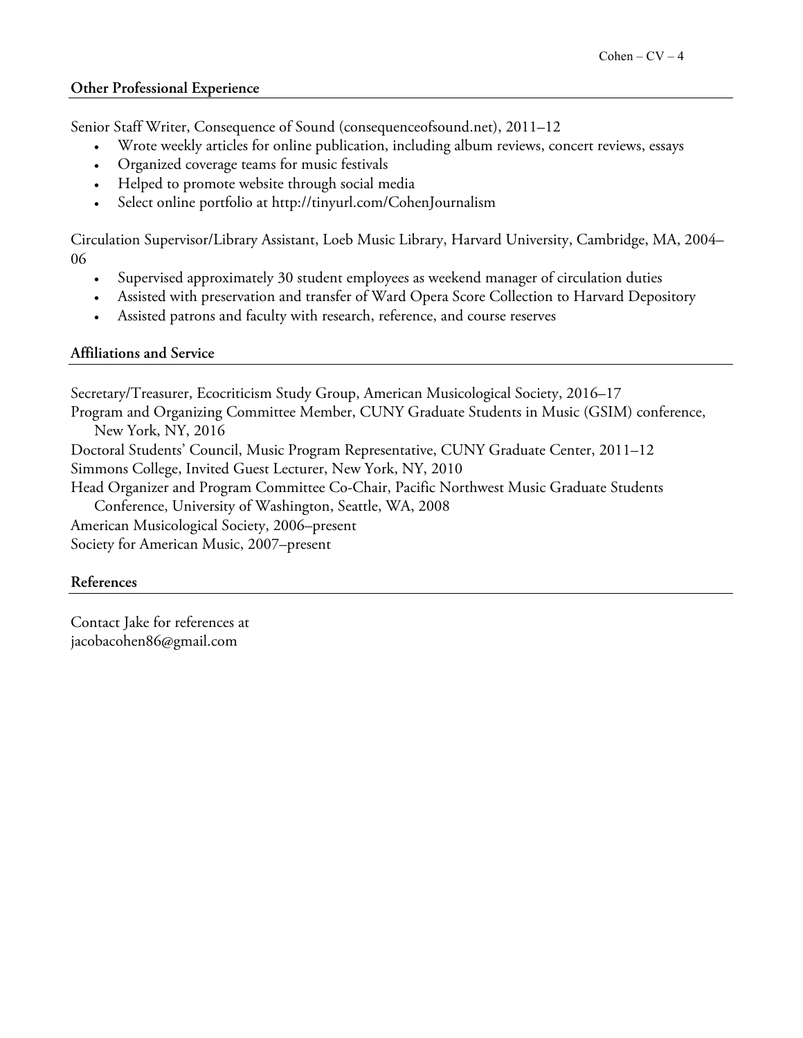## Other Professional Experience

Senior Staff Writer, Consequence of Sound (consequenceofsound.net), 2011–12

- Wrote weekly articles for online publication, including album reviews, concert reviews, essays
- Organized coverage teams for music festivals
- Helped to promote website through social media
- Select online portfolio at http://tinyurl.com/CohenJournalism

Circulation Supervisor/Library Assistant, Loeb Music Library, Harvard University, Cambridge, MA, 2004–06

- Supervised approximately 30 student employees as weekend manager of circulation duties
- Assisted with preservation and transfer of Ward Opera Score Collection to Harvard Depository
- Assisted patrons and faculty with research, reference, and course reserves

## Affiliations and Service

Secretary/Treasurer, Ecocriticism Study Group, American Musicological Society, 2016–17
Program and Organizing Committee Member, CUNY Graduate Students in Music (GSIM) conference, New York, NY, 2016
Doctoral Students' Council, Music Program Representative, CUNY Graduate Center, 2011–12
Simmons College, Invited Guest Lecturer, New York, NY, 2010
Head Organizer and Program Committee Co-Chair, Pacific Northwest Music Graduate Students Conference, University of Washington, Seattle, WA, 2008
American Musicological Society, 2006–present
Society for American Music, 2007–present

## References

Contact Jake for references at
jacobacohen86@gmail.com